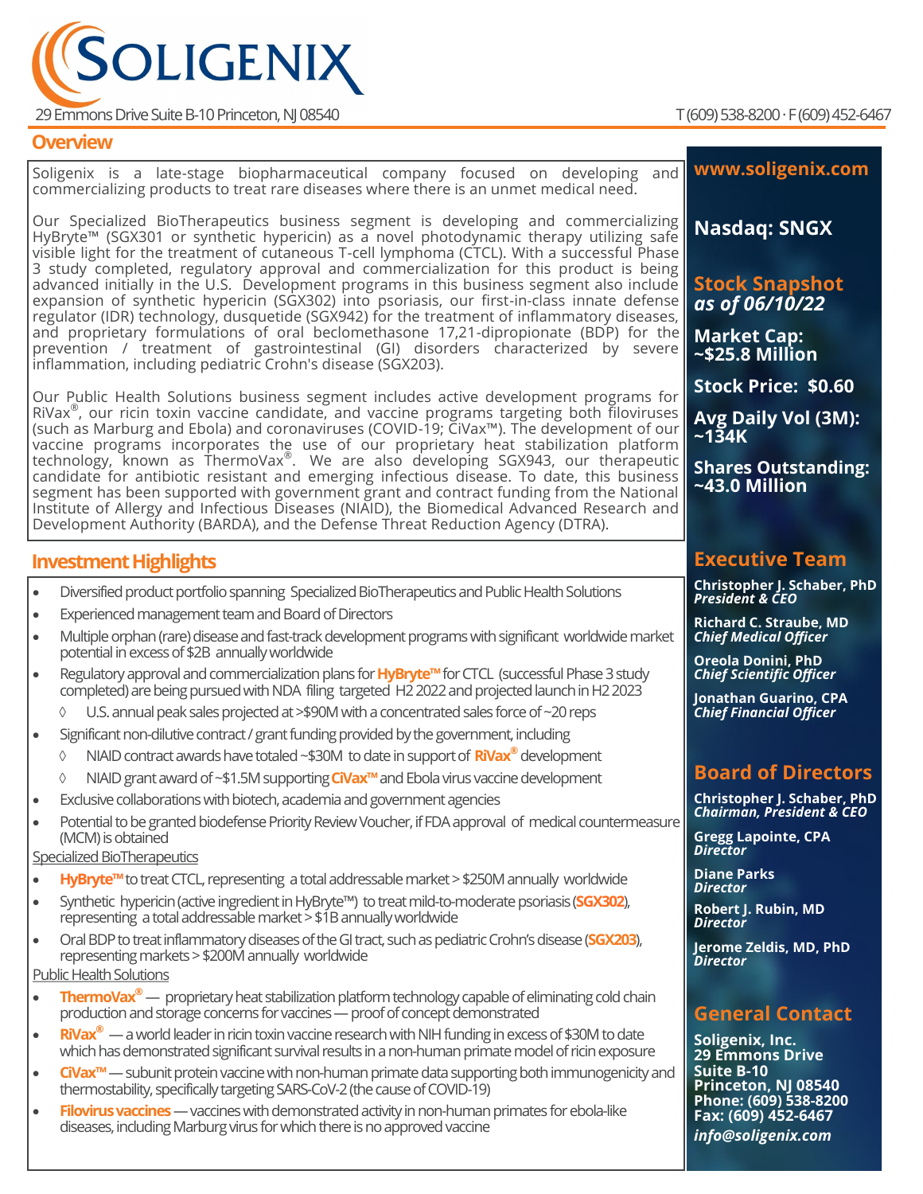# SOLIGENIX

29 Emmons Drive Suite B-10 Princeton, NJ 08540

T (609) 538-8200 · F (609) 452-6467

## Overview

Soligenix is a late-stage biopharmaceutical company focused on developing and commercializing products to treat rare diseases where there is an unmet medical need.

Our Specialized BioTherapeutics business segment is developing and commercializing HyBryte™ (SGX301 or synthetic hypericin) as a novel photodynamic therapy utilizing safe visible light for the treatment of cutaneous T-cell lymphoma (CTCL). With a successful Phase 3 study completed, regulatory approval and commercialization for this product is being advanced initially in the U.S. Development programs in this business segment also include expansion of synthetic hypericin (SGX302) into psoriasis, our first-in-class innate defense regulator (IDR) technology, dusquetide (SGX942) for the treatment of inflammatory diseases, and proprietary formulations of oral beclomethasone 17,21-dipropionate (BDP) for the prevention / treatment of gastrointestinal (GI) disorders characterized by severe inflammation, including pediatric Crohn's disease (SGX203).

Our Public Health Solutions business segment includes active development programs for RiVax®, our ricin toxin vaccine candidate, and vaccine programs targeting both filoviruses (such as Marburg and Ebola) and coronaviruses (COVID-19; CiVax™). The development of our vaccine programs incorporates the use of our proprietary heat stabilization platform technology, known as ThermoVax®. We are also developing SGX943, our therapeutic candidate for antibiotic resistant and emerging infectious disease. To date, this business segment has been supported with government grant and contract funding from the National Institute of Allergy and Infectious Diseases (NIAID), the Biomedical Advanced Research and Development Authority (BARDA), and the Defense Threat Reduction Agency (DTRA).

## Investment Highlights

- Diversified product portfolio spanning Specialized BioTherapeutics and Public Health Solutions
- Experienced management team and Board of Directors
- Multiple orphan (rare) disease and fast-track development programs with significant worldwide market potential in excess of $2B annually worldwide
- Regulatory approval and commercialization plans for **HyBryte™** for CTCL (successful Phase 3 study completed) are being pursued with NDA filing targeted H2 2022 and projected launch in H2 2023
  - ◊ U.S. annual peak sales projected at >$90M with a concentrated sales force of ~20 reps
- Significant non-dilutive contract / grant funding provided by the government, including
  - ◊ NIAID contract awards have totaled ~$30M to date in support of **RiVax®** development
  - ◊ NIAID grant award of ~$1.5M supporting **CiVax™** and Ebola virus vaccine development
- Exclusive collaborations with biotech, academia and government agencies
- Potential to be granted biodefense Priority Review Voucher, if FDA approval of medical countermeasure (MCM) is obtained

Specialized BioTherapeutics

- **HyBryte™** to treat CTCL, representing a total addressable market > $250M annually worldwide
- Synthetic hypericin (active ingredient in HyBryte™) to treat mild-to-moderate psoriasis (**SGX302**), representing a total addressable market > $1B annually worldwide
- Oral BDP to treat inflammatory diseases of the GI tract, such as pediatric Crohn's disease (**SGX203**), representing markets > $200M annually worldwide

Public Health Solutions

- **ThermoVax®** — proprietary heat stabilization platform technology capable of eliminating cold chain production and storage concerns for vaccines — proof of concept demonstrated
- **RiVax®** — a world leader in ricin toxin vaccine research with NIH funding in excess of $30M to date which has demonstrated significant survival results in a non-human primate model of ricin exposure
- **CiVax™** — subunit protein vaccine with non-human primate data supporting both immunogenicity and thermostability, specifically targeting SARS-CoV-2 (the cause of COVID-19)
- **Filovirus vaccines** — vaccines with demonstrated activity in non-human primates for ebola-like diseases, including Marburg virus for which there is no approved vaccine

**www.soligenix.com**

**Nasdaq: SNGX**

## Stock Snapshot *as of 06/10/22*

**Market Cap: ~$25.8 Million**

**Stock Price: $0.60**

**Avg Daily Vol (3M): ~134K**

**Shares Outstanding: ~43.0 Million**

## Executive Team

**Christopher J. Schaber, PhD**
*President & CEO*

**Richard C. Straube, MD**
*Chief Medical Officer*

**Oreola Donini, PhD**
*Chief Scientific Officer*

**Jonathan Guarino, CPA**
*Chief Financial Officer*

## Board of Directors

**Christopher J. Schaber, PhD**
*Chairman, President & CEO*

**Gregg Lapointe, CPA**
*Director*

**Diane Parks**
*Director*

**Robert J. Rubin, MD**
*Director*

**Jerome Zeldis, MD, PhD**
*Director*

## General Contact

**Soligenix, Inc.**
**29 Emmons Drive**
**Suite B-10**
**Princeton, NJ 08540**
**Phone: (609) 538-8200**
**Fax: (609) 452-6467**
***info@soligenix.com***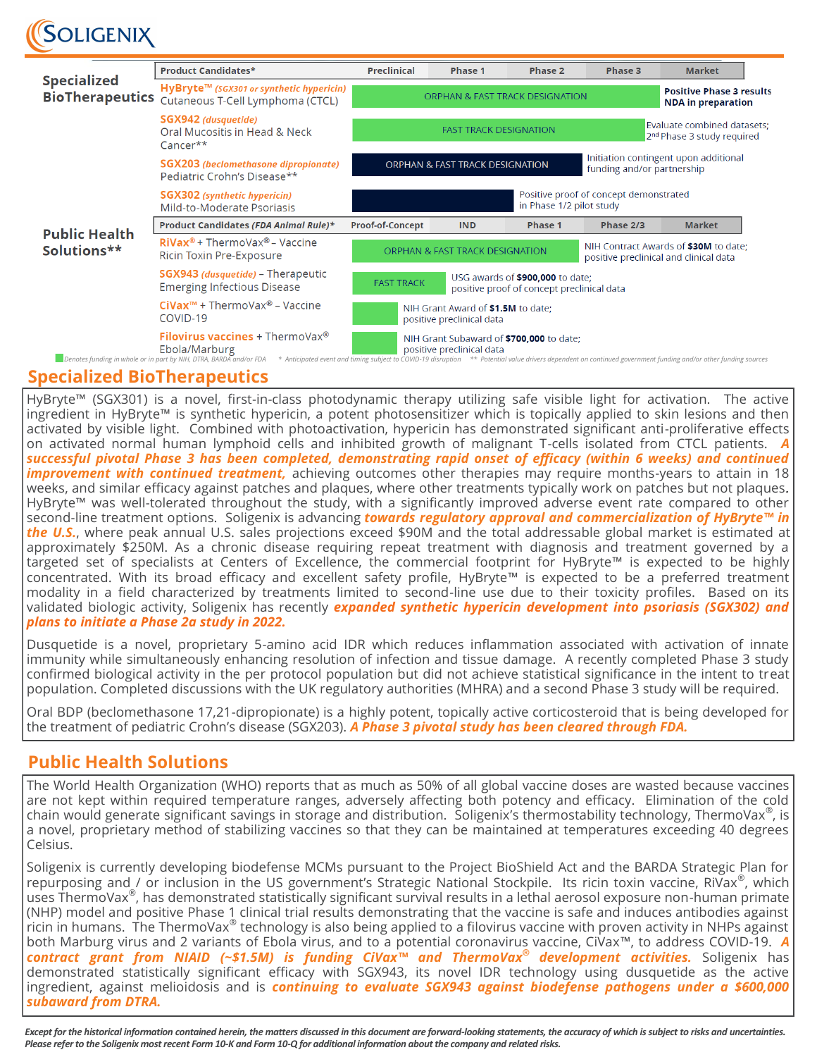**Specialized BioTherapeutics**

| Product Candidates* | Preclinical | Phase 1 | Phase 2 | Phase 3 | Market |
|---|---|---|---|---|---|
| **HyBryte™** *(SGX301 or synthetic hypericin)* Cutaneous T-Cell Lymphoma (CTCL) | ORPHAN & FAST TRACK DESIGNATION | | | | **Positive Phase 3 results NDA in preparation** |
| **SGX942** *(dusquetide)* Oral Mucositis in Head & Neck Cancer** | FAST TRACK DESIGNATION | | | | Evaluate combined datasets; 2nd Phase 3 study required |
| **SGX203** *(beclomethasone dipropionate)* Pediatric Crohn's Disease** | ORPHAN & FAST TRACK DESIGNATION | | | Initiation contingent upon additional funding and/or partnership | |
| **SGX302** *(synthetic hypericin)* Mild-to-Moderate Psoriasis | | | Positive proof of concept demonstrated in Phase 1/2 pilot study | | |

**Public Health Solutions****

| Product Candidates *(FDA Animal Rule)** | Proof-of-Concept | IND | Phase 1 | Phase 2/3 | Market |
|---|---|---|---|---|---|
| **RiVax®** + ThermoVax® – Vaccine Ricin Toxin Pre-Exposure | ORPHAN & FAST TRACK DESIGNATION | | | NIH Contract Awards of **$30M** to date; positive preclinical and clinical data | |
| **SGX943** *(dusquetide)* – Therapeutic Emerging Infectious Disease | FAST TRACK | USG awards of **$900,000** to date; positive proof of concept preclinical data | | | |
| **CiVax™** + ThermoVax® – Vaccine COVID-19 | | NIH Grant Award of **$1.5M** to date; positive preclinical data | | | |
| **Filovirus vaccines** + ThermoVax® Ebola/Marburg | | NIH Grant Subaward of **$700,000** to date; positive preclinical data | | | |

*Denotes funding in whole or in part by NIH, DTRA, BARDA and/or FDA* * *Anticipated event and timing subject to COVID-19 disruption* ** *Potential value drivers dependent on continued government funding and/or other funding sources*

## Specialized BioTherapeutics

HyBryte™ (SGX301) is a novel, first-in-class photodynamic therapy utilizing safe visible light for activation. The active ingredient in HyBryte™ is synthetic hypericin, a potent photosensitizer which is topically applied to skin lesions and then activated by visible light. Combined with photoactivation, hypericin has demonstrated significant anti-proliferative effects on activated normal human lymphoid cells and inhibited growth of malignant T-cells isolated from CTCL patients. ***A successful pivotal Phase 3 has been completed, demonstrating rapid onset of efficacy (within 6 weeks) and continued improvement with continued treatment,*** achieving outcomes other therapies may require months-years to attain in 18 weeks, and similar efficacy against patches and plaques, where other treatments typically work on patches but not plaques. HyBryte™ was well-tolerated throughout the study, with a significantly improved adverse event rate compared to other second-line treatment options. Soligenix is advancing ***towards regulatory approval and commercialization of HyBryte™ in the U.S.***, where peak annual U.S. sales projections exceed $90M and the total addressable global market is estimated at approximately $250M. As a chronic disease requiring repeat treatment with diagnosis and treatment governed by a targeted set of specialists at Centers of Excellence, the commercial footprint for HyBryte™ is expected to be highly concentrated. With its broad efficacy and excellent safety profile, HyBryte™ is expected to be a preferred treatment modality in a field characterized by treatments limited to second-line use due to their toxicity profiles. Based on its validated biologic activity, Soligenix has recently ***expanded synthetic hypericin development into psoriasis (SGX302) and plans to initiate a Phase 2a study in 2022.***

Dusquetide is a novel, proprietary 5-amino acid IDR which reduces inflammation associated with activation of innate immunity while simultaneously enhancing resolution of infection and tissue damage. A recently completed Phase 3 study confirmed biological activity in the per protocol population but did not achieve statistical significance in the intent to treat population. Completed discussions with the UK regulatory authorities (MHRA) and a second Phase 3 study will be required.

Oral BDP (beclomethasone 17,21-dipropionate) is a highly potent, topically active corticosteroid that is being developed for the treatment of pediatric Crohn's disease (SGX203). ***A Phase 3 pivotal study has been cleared through FDA.***

## Public Health Solutions

The World Health Organization (WHO) reports that as much as 50% of all global vaccine doses are wasted because vaccines are not kept within required temperature ranges, adversely affecting both potency and efficacy. Elimination of the cold chain would generate significant savings in storage and distribution. Soligenix's thermostability technology, ThermoVax®, is a novel, proprietary method of stabilizing vaccines so that they can be maintained at temperatures exceeding 40 degrees Celsius.

Soligenix is currently developing biodefense MCMs pursuant to the Project BioShield Act and the BARDA Strategic Plan for repurposing and / or inclusion in the US government's Strategic National Stockpile. Its ricin toxin vaccine, RiVax®, which uses ThermoVax®, has demonstrated statistically significant survival results in a lethal aerosol exposure non-human primate (NHP) model and positive Phase 1 clinical trial results demonstrating that the vaccine is safe and induces antibodies against ricin in humans. The ThermoVax® technology is also being applied to a filovirus vaccine with proven activity in NHPs against both Marburg virus and 2 variants of Ebola virus, and to a potential coronavirus vaccine, CiVax™, to address COVID-19. ***A contract grant from NIAID (~$1.5M) is funding CiVax™ and ThermoVax® development activities.*** Soligenix has demonstrated statistically significant efficacy with SGX943, its novel IDR technology using dusquetide as the active ingredient, against melioidosis and is ***continuing to evaluate SGX943 against biodefense pathogens under a $600,000 subaward from DTRA.***

***Except for the historical information contained herein, the matters discussed in this document are forward-looking statements, the accuracy of which is subject to risks and uncertainties. Please refer to the Soligenix most recent Form 10-K and Form 10-Q for additional information about the company and related risks.***